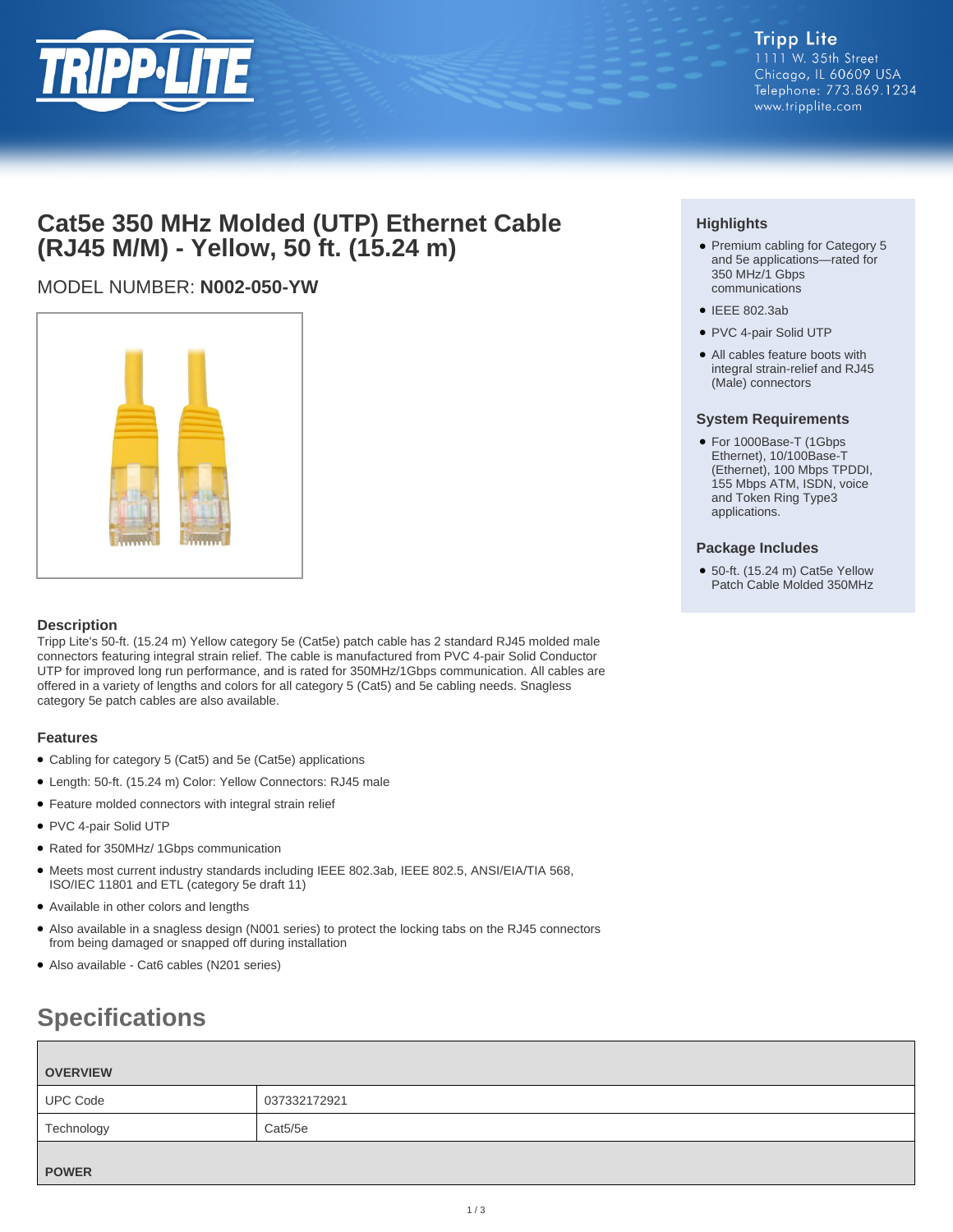Tripp Lite
1111 W. 35th Street
Chicago, IL 60609 USA
Telephone: 773.869.1234
www.tripplite.com

# Cat5e 350 MHz Molded (UTP) Ethernet Cable (RJ45 M/M) - Yellow, 50 ft. (15.24 m)

MODEL NUMBER: **N002-050-YW**

## Highlights

- Premium cabling for Category 5 and 5e applications—rated for 350 MHz/1 Gbps communications
- IEEE 802.3ab
- PVC 4-pair Solid UTP
- All cables feature boots with integral strain-relief and RJ45 (Male) connectors

## System Requirements

- For 1000Base-T (1Gbps Ethernet), 10/100Base-T (Ethernet), 100 Mbps TPDDI, 155 Mbps ATM, ISDN, voice and Token Ring Type3 applications.

## Package Includes

- 50-ft. (15.24 m) Cat5e Yellow Patch Cable Molded 350MHz

## Description

Tripp Lite's 50-ft. (15.24 m) Yellow category 5e (Cat5e) patch cable has 2 standard RJ45 molded male connectors featuring integral strain relief. The cable is manufactured from PVC 4-pair Solid Conductor UTP for improved long run performance, and is rated for 350MHz/1Gbps communication. All cables are offered in a variety of lengths and colors for all category 5 (Cat5) and 5e cabling needs. Snagless category 5e patch cables are also available.

## Features

- Cabling for category 5 (Cat5) and 5e (Cat5e) applications
- Length: 50-ft. (15.24 m) Color: Yellow Connectors: RJ45 male
- Feature molded connectors with integral strain relief
- PVC 4-pair Solid UTP
- Rated for 350MHz/ 1Gbps communication
- Meets most current industry standards including IEEE 802.3ab, IEEE 802.5, ANSI/EIA/TIA 568, ISO/IEC 11801 and ETL (category 5e draft 11)
- Available in other colors and lengths
- Also available in a snagless design (N001 series) to protect the locking tabs on the RJ45 connectors from being damaged or snapped off during installation
- Also available - Cat6 cables (N201 series)

# Specifications

| OVERVIEW | |
|---|---|
| UPC Code | 037332172921 |
| Technology | Cat5/5e |
| **POWER** | |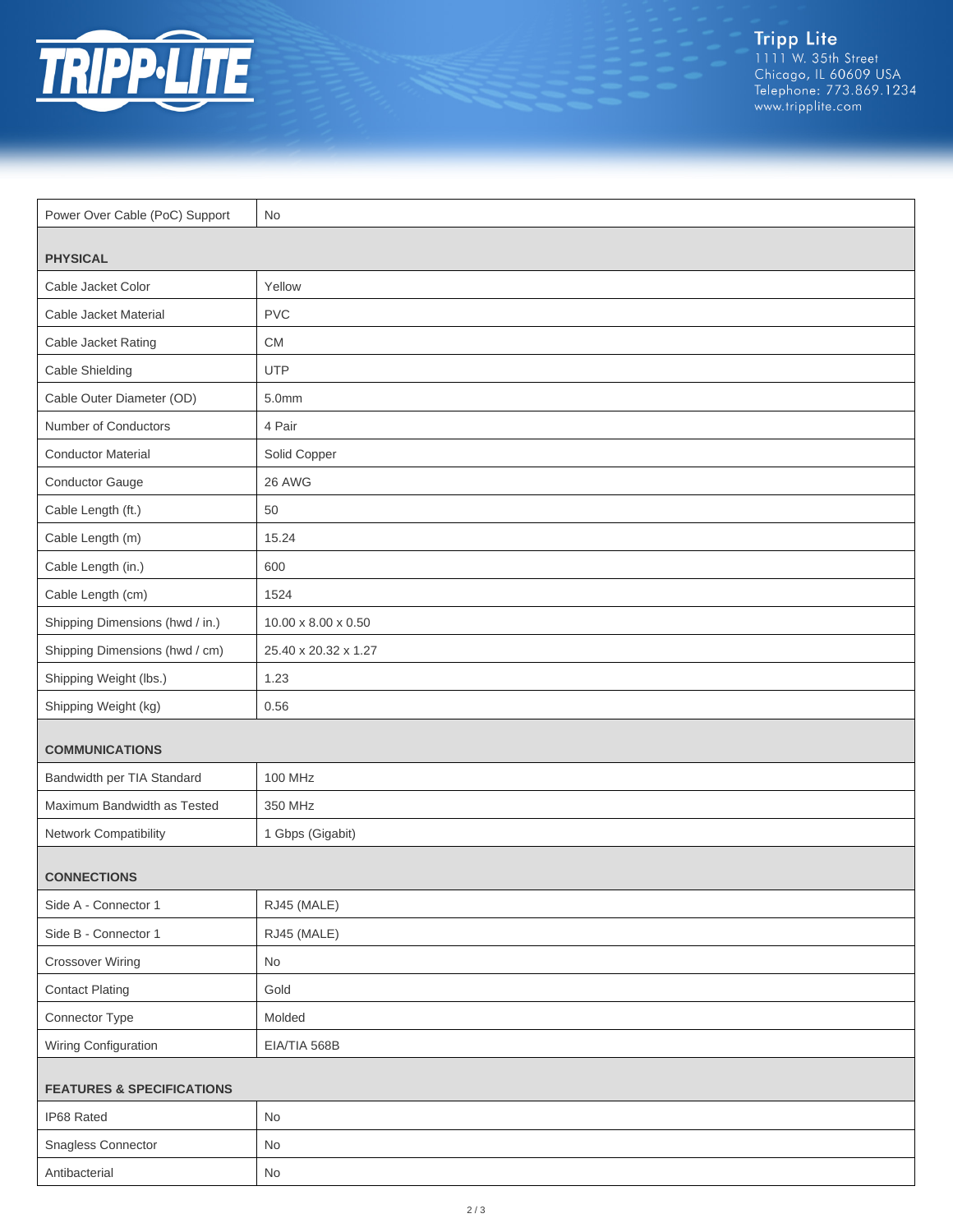| | |
|---|---|
| Power Over Cable (PoC) Support | No |
| **PHYSICAL** | |
| Cable Jacket Color | Yellow |
| Cable Jacket Material | PVC |
| Cable Jacket Rating | CM |
| Cable Shielding | UTP |
| Cable Outer Diameter (OD) | 5.0mm |
| Number of Conductors | 4 Pair |
| Conductor Material | Solid Copper |
| Conductor Gauge | 26 AWG |
| Cable Length (ft.) | 50 |
| Cable Length (m) | 15.24 |
| Cable Length (in.) | 600 |
| Cable Length (cm) | 1524 |
| Shipping Dimensions (hwd / in.) | 10.00 x 8.00 x 0.50 |
| Shipping Dimensions (hwd / cm) | 25.40 x 20.32 x 1.27 |
| Shipping Weight (lbs.) | 1.23 |
| Shipping Weight (kg) | 0.56 |
| **COMMUNICATIONS** | |
| Bandwidth per TIA Standard | 100 MHz |
| Maximum Bandwidth as Tested | 350 MHz |
| Network Compatibility | 1 Gbps (Gigabit) |
| **CONNECTIONS** | |
| Side A - Connector 1 | RJ45 (MALE) |
| Side B - Connector 1 | RJ45 (MALE) |
| Crossover Wiring | No |
| Contact Plating | Gold |
| Connector Type | Molded |
| Wiring Configuration | EIA/TIA 568B |
| **FEATURES & SPECIFICATIONS** | |
| IP68 Rated | No |
| Snagless Connector | No |
| Antibacterial | No |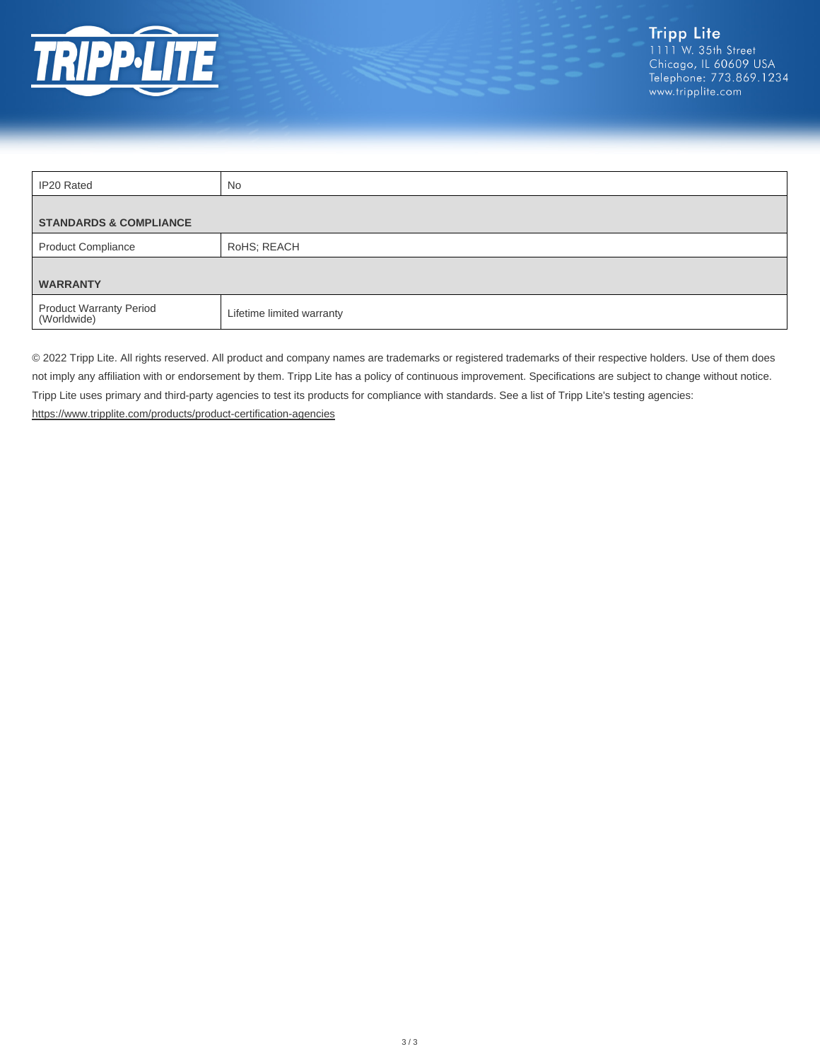| | |
|---|---|
| IP20 Rated | No |
| **STANDARDS & COMPLIANCE** | |
| Product Compliance | RoHS; REACH |
| **WARRANTY** | |
| Product Warranty Period (Worldwide) | Lifetime limited warranty |

© 2022 Tripp Lite. All rights reserved. All product and company names are trademarks or registered trademarks of their respective holders. Use of them does not imply any affiliation with or endorsement by them. Tripp Lite has a policy of continuous improvement. Specifications are subject to change without notice. Tripp Lite uses primary and third-party agencies to test its products for compliance with standards. See a list of Tripp Lite's testing agencies: https://www.tripplite.com/products/product-certification-agencies